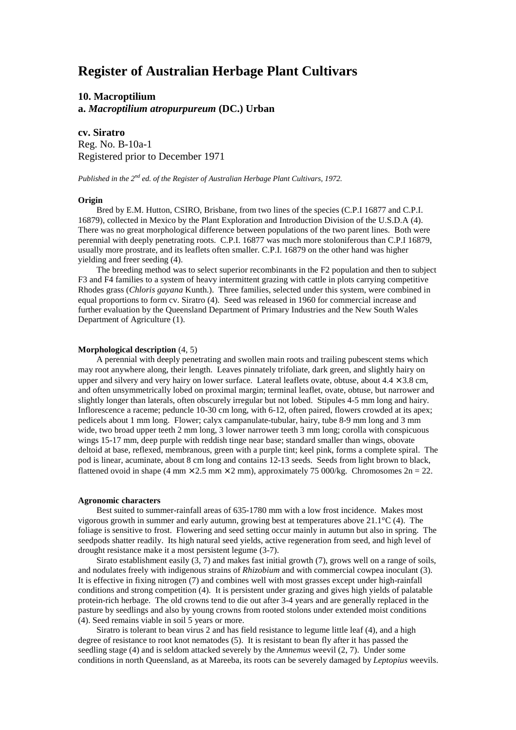# Register of Australian Herbage Plant Cultivars

## 10. Macroptilium

### a. *Macroptilium atropurpureum* (DC.) Urban

### cv. Siratro

Reg. No. B-10a-1
Registered prior to December 1971

*Published in the 2nd ed. of the Register of Australian Herbage Plant Cultivars, 1972.*

**Origin**

Bred by E.M. Hutton, CSIRO, Brisbane, from two lines of the species (C.P.I 16877 and C.P.I. 16879), collected in Mexico by the Plant Exploration and Introduction Division of the U.S.D.A (4). There was no great morphological difference between populations of the two parent lines. Both were perennial with deeply penetrating roots. C.P.I. 16877 was much more stoloniferous than C.P.I 16879, usually more prostrate, and its leaflets often smaller. C.P.I. 16879 on the other hand was higher yielding and freer seeding (4).

The breeding method was to select superior recombinants in the F2 population and then to subject F3 and F4 families to a system of heavy intermittent grazing with cattle in plots carrying competitive Rhodes grass (*Chloris gayana* Kunth.). Three families, selected under this system, were combined in equal proportions to form cv. Siratro (4). Seed was released in 1960 for commercial increase and further evaluation by the Queensland Department of Primary Industries and the New South Wales Department of Agriculture (1).

**Morphological description** (4, 5)

A perennial with deeply penetrating and swollen main roots and trailing pubescent stems which may root anywhere along, their length. Leaves pinnately trifoliate, dark green, and slightly hairy on upper and silvery and very hairy on lower surface. Lateral leaflets ovate, obtuse, about 4.4 × 3.8 cm, and often unsymmetrically lobed on proximal margin; terminal leaflet, ovate, obtuse, but narrower and slightly longer than laterals, often obscurely irregular but not lobed. Stipules 4-5 mm long and hairy. Inflorescence a raceme; peduncle 10-30 cm long, with 6-12, often paired, flowers crowded at its apex; pedicels about 1 mm long. Flower; calyx campanulate-tubular, hairy, tube 8-9 mm long and 3 mm wide, two broad upper teeth 2 mm long, 3 lower narrower teeth 3 mm long; corolla with conspicuous wings 15-17 mm, deep purple with reddish tinge near base; standard smaller than wings, obovate deltoid at base, reflexed, membranous, green with a purple tint; keel pink, forms a complete spiral. The pod is linear, acuminate, about 8 cm long and contains 12-13 seeds. Seeds from light brown to black, flattened ovoid in shape (4 mm × 2.5 mm × 2 mm), approximately 75 000/kg. Chromosomes 2n = 22.

**Agronomic characters**

Best suited to summer-rainfall areas of 635-1780 mm with a low frost incidence. Makes most vigorous growth in summer and early autumn, growing best at temperatures above 21.1°C (4). The foliage is sensitive to frost. Flowering and seed setting occur mainly in autumn but also in spring. The seedpods shatter readily. Its high natural seed yields, active regeneration from seed, and high level of drought resistance make it a most persistent legume (3-7).

Sirato establishment easily (3, 7) and makes fast initial growth (7), grows well on a range of soils, and nodulates freely with indigenous strains of *Rhizobium* and with commercial cowpea inoculant (3). It is effective in fixing nitrogen (7) and combines well with most grasses except under high-rainfall conditions and strong competition (4). It is persistent under grazing and gives high yields of palatable protein-rich herbage. The old crowns tend to die out after 3-4 years and are generally replaced in the pasture by seedlings and also by young crowns from rooted stolons under extended moist conditions (4). Seed remains viable in soil 5 years or more.

Siratro is tolerant to bean virus 2 and has field resistance to legume little leaf (4), and a high degree of resistance to root knot nematodes (5). It is resistant to bean fly after it has passed the seedling stage (4) and is seldom attacked severely by the *Amnemus* weevil (2, 7). Under some conditions in north Queensland, as at Mareeba, its roots can be severely damaged by *Leptopius* weevils.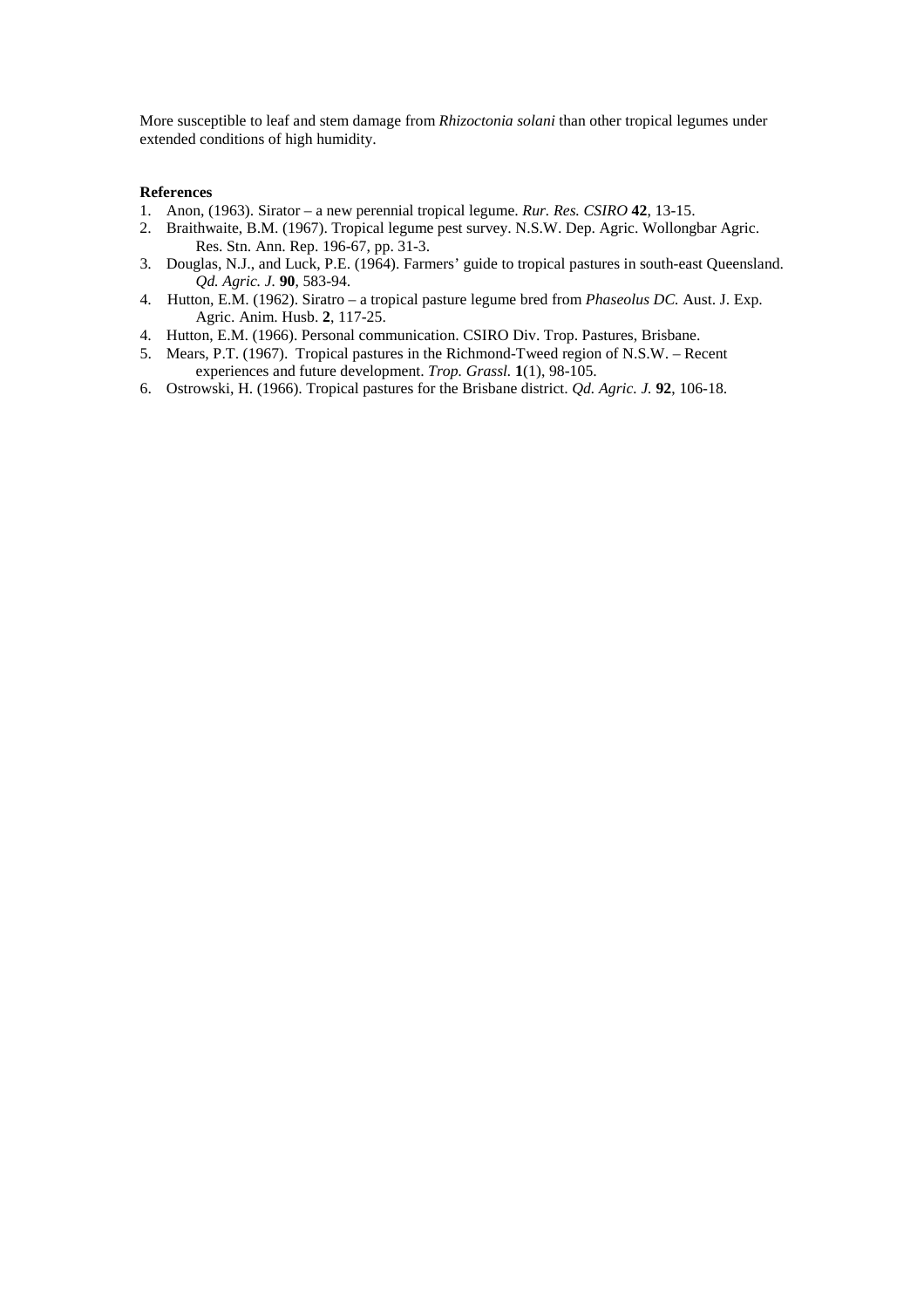More susceptible to leaf and stem damage from *Rhizoctonia solani* than other tropical legumes under extended conditions of high humidity.

**References**

1. Anon, (1963). Sirator – a new perennial tropical legume. *Rur. Res. CSIRO* **42**, 13-15.
2. Braithwaite, B.M. (1967). Tropical legume pest survey. N.S.W. Dep. Agric. Wollongbar Agric. Res. Stn. Ann. Rep. 196-67, pp. 31-3.
3. Douglas, N.J., and Luck, P.E. (1964). Farmers' guide to tropical pastures in south-east Queensland. *Qd. Agric. J.* **90**, 583-94.
4. Hutton, E.M. (1962). Siratro – a tropical pasture legume bred from *Phaseolus DC.* Aust. J. Exp. Agric. Anim. Husb. **2**, 117-25.
4. Hutton, E.M. (1966). Personal communication. CSIRO Div. Trop. Pastures, Brisbane.
5. Mears, P.T. (1967). Tropical pastures in the Richmond-Tweed region of N.S.W. – Recent experiences and future development. *Trop. Grassl.* **1**(1), 98-105.
6. Ostrowski, H. (1966). Tropical pastures for the Brisbane district. *Qd. Agric. J.* **92**, 106-18.